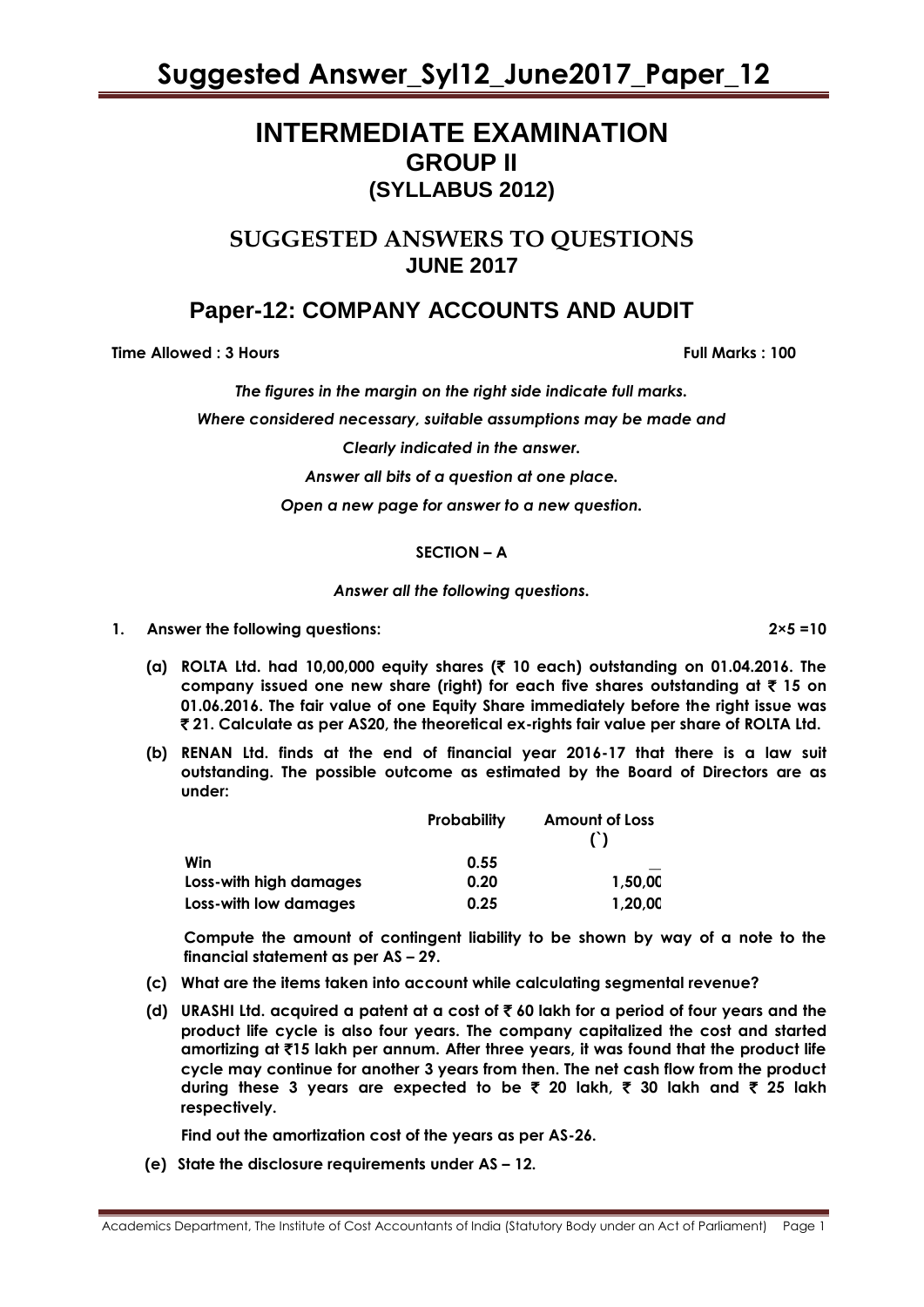# Suggested Answer_Syl12_June2017_Paper_12

## INTERMEDIATE EXAMINATION
## GROUP II
## (SYLLABUS 2012)

## SUGGESTED ANSWERS TO QUESTIONS
## JUNE 2017

## Paper-12: COMPANY ACCOUNTS AND AUDIT

**Time Allowed : 3 Hours** **Full Marks : 100**

*The figures in the margin on the right side indicate full marks.*

*Where considered necessary, suitable assumptions may be made and*

*Clearly indicated in the answer.*

*Answer all bits of a question at one place.*

*Open a new page for answer to a new question.*

**SECTION – A**

*Answer all the following questions.*

**1. Answer the following questions: 2×5 =10**

**(a) ROLTA Ltd. had 10,00,000 equity shares (₹ 10 each) outstanding on 01.04.2016. The company issued one new share (right) for each five shares outstanding at ₹ 15 on 01.06.2016. The fair value of one Equity Share immediately before the right issue was ₹ 21. Calculate as per AS20, the theoretical ex-rights fair value per share of ROLTA Ltd.**

**(b) RENAN Ltd. finds at the end of financial year 2016-17 that there is a law suit outstanding. The possible outcome as estimated by the Board of Directors are as under:**

| | Probability | Amount of Loss (`) |
|---|---|---|
| **Win** | **0.55** | — |
| **Loss-with high damages** | **0.20** | **1,50,00** |
| **Loss-with low damages** | **0.25** | **1,20,00** |

**Compute the amount of contingent liability to be shown by way of a note to the financial statement as per AS – 29.**

**(c) What are the items taken into account while calculating segmental revenue?**

**(d) URASHI Ltd. acquired a patent at a cost of ₹ 60 lakh for a period of four years and the product life cycle is also four years. The company capitalized the cost and started amortizing at ₹15 lakh per annum. After three years, it was found that the product life cycle may continue for another 3 years from then. The net cash flow from the product during these 3 years are expected to be ₹ 20 lakh, ₹ 30 lakh and ₹ 25 lakh respectively.**

**Find out the amortization cost of the years as per AS-26.**

**(e) State the disclosure requirements under AS – 12.**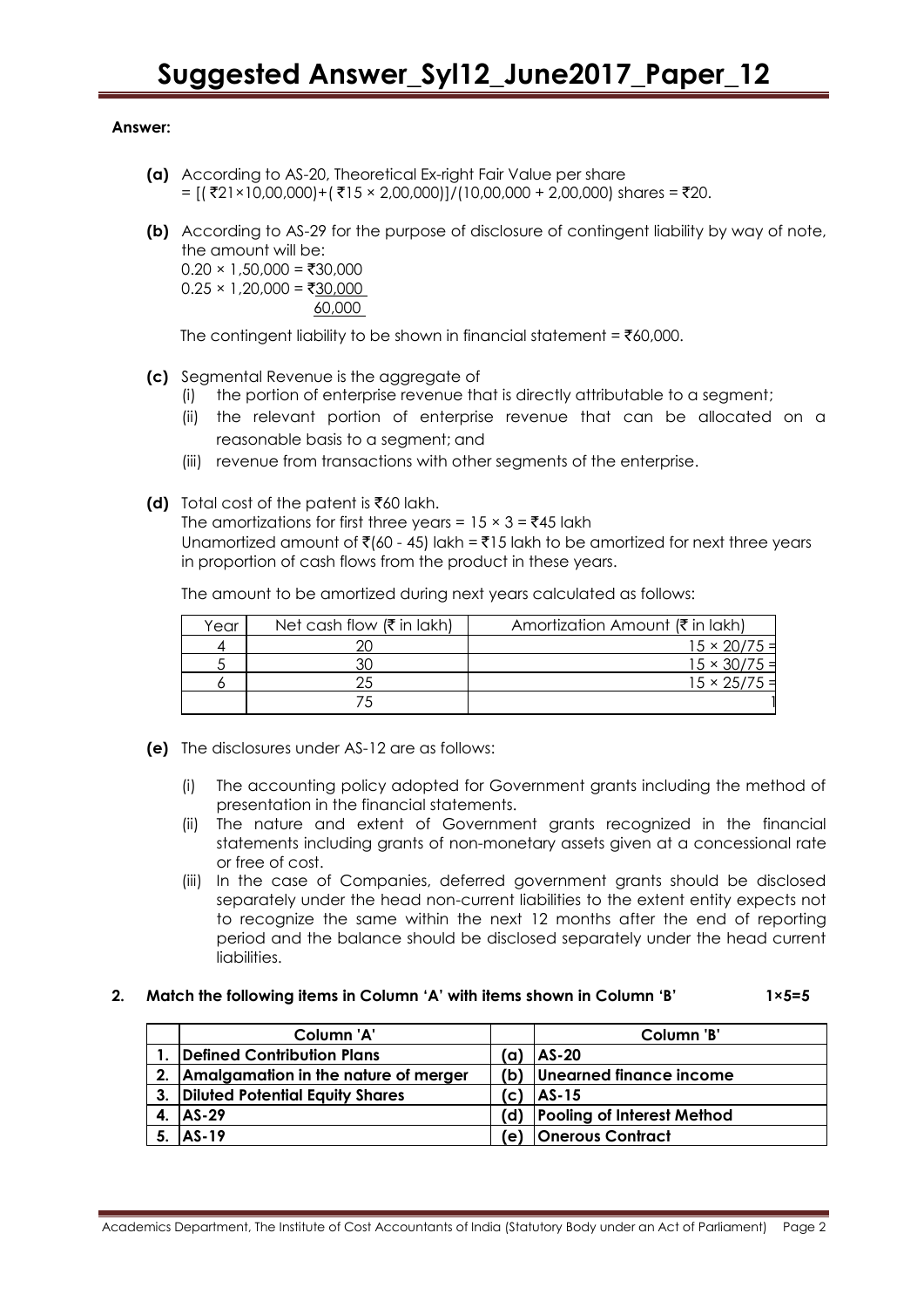**Answer:**

**(a)** According to AS-20, Theoretical Ex-right Fair Value per share = [( ₹21×10,00,000)+( ₹15 × 2,00,000)]/(10,00,000 + 2,00,000) shares = ₹20.

**(b)** According to AS-29 for the purpose of disclosure of contingent liability by way of note, the amount will be:

0.20 × 1,50,000 = ₹30,000
0.25 × 1,20,000 = ₹30,000
60,000

The contingent liability to be shown in financial statement = ₹60,000.

**(c)** Segmental Revenue is the aggregate of

(i) the portion of enterprise revenue that is directly attributable to a segment;
(ii) the relevant portion of enterprise revenue that can be allocated on a reasonable basis to a segment; and
(iii) revenue from transactions with other segments of the enterprise.

**(d)** Total cost of the patent is ₹60 lakh.
The amortizations for first three years = 15 × 3 = ₹45 lakh
Unamortized amount of ₹(60 - 45) lakh = ₹15 lakh to be amortized for next three years in proportion of cash flows from the product in these years.

The amount to be amortized during next years calculated as follows:

| Year | Net cash flow (₹ in lakh) | Amortization Amount (₹ in lakh) |
|---|---|---|
| 4 | 20 | 15 × 20/75 = |
| 5 | 30 | 15 × 30/75 = |
| 6 | 25 | 15 × 25/75 = |
| | 75 | 1 |

**(e)** The disclosures under AS-12 are as follows:

(i) The accounting policy adopted for Government grants including the method of presentation in the financial statements.
(ii) The nature and extent of Government grants recognized in the financial statements including grants of non-monetary assets given at a concessional rate or free of cost.
(iii) In the case of Companies, deferred government grants should be disclosed separately under the head non-current liabilities to the extent entity expects not to recognize the same within the next 12 months after the end of reporting period and the balance should be disclosed separately under the head current liabilities.

**2. Match the following items in Column 'A' with items shown in Column 'B' 1×5=5**

| | Column 'A' | | Column 'B' |
|---|---|---|---|
| 1. | Defined Contribution Plans | (a) | AS-20 |
| 2. | Amalgamation in the nature of merger | (b) | Unearned finance income |
| 3. | Diluted Potential Equity Shares | (c) | AS-15 |
| 4. | AS-29 | (d) | Pooling of Interest Method |
| 5. | AS-19 | (e) | Onerous Contract |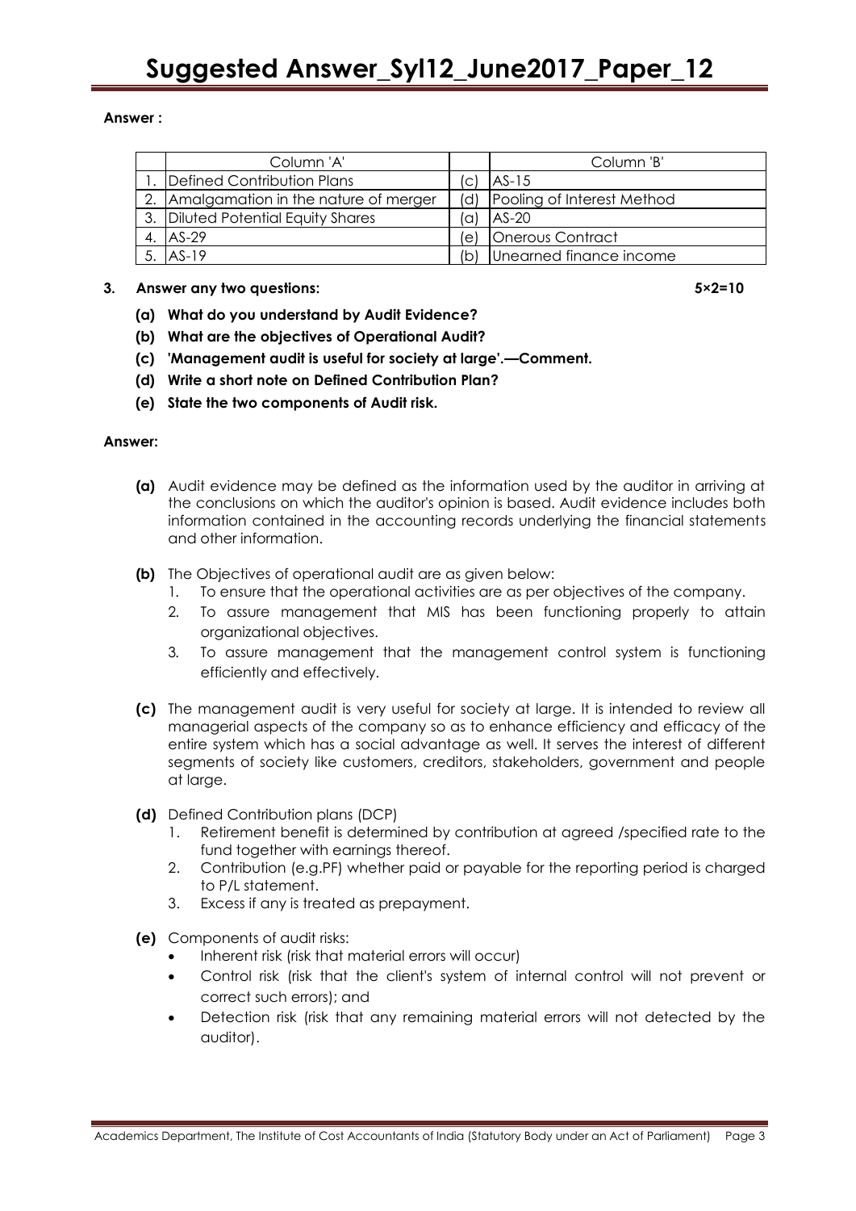**Answer :**

| | Column 'A' | | Column 'B' |
|---|---|---|---|
| 1. | Defined Contribution Plans | (c) | AS-15 |
| 2. | Amalgamation in the nature of merger | (d) | Pooling of Interest Method |
| 3. | Diluted Potential Equity Shares | (a) | AS-20 |
| 4. | AS-29 | (e) | Onerous Contract |
| 5. | AS-19 | (b) | Unearned finance income |

**3. Answer any two questions: 5×2=10**

**(a) What do you understand by Audit Evidence?**

**(b) What are the objectives of Operational Audit?**

**(c) 'Management audit is useful for society at large'.—Comment.**

**(d) Write a short note on Defined Contribution Plan?**

**(e) State the two components of Audit risk.**

**Answer:**

**(a)** Audit evidence may be defined as the information used by the auditor in arriving at the conclusions on which the auditor's opinion is based. Audit evidence includes both information contained in the accounting records underlying the financial statements and other information.

**(b)** The Objectives of operational audit are as given below:

1. To ensure that the operational activities are as per objectives of the company.
2. To assure management that MIS has been functioning properly to attain organizational objectives.
3. To assure management that the management control system is functioning efficiently and effectively.

**(c)** The management audit is very useful for society at large. It is intended to review all managerial aspects of the company so as to enhance efficiency and efficacy of the entire system which has a social advantage as well. It serves the interest of different segments of society like customers, creditors, stakeholders, government and people at large.

**(d)** Defined Contribution plans (DCP)

1. Retirement benefit is determined by contribution at agreed /specified rate to the fund together with earnings thereof.
2. Contribution (e.g.PF) whether paid or payable for the reporting period is charged to P/L statement.
3. Excess if any is treated as prepayment.

**(e)** Components of audit risks:

- Inherent risk (risk that material errors will occur)
- Control risk (risk that the client's system of internal control will not prevent or correct such errors); and
- Detection risk (risk that any remaining material errors will not detected by the auditor).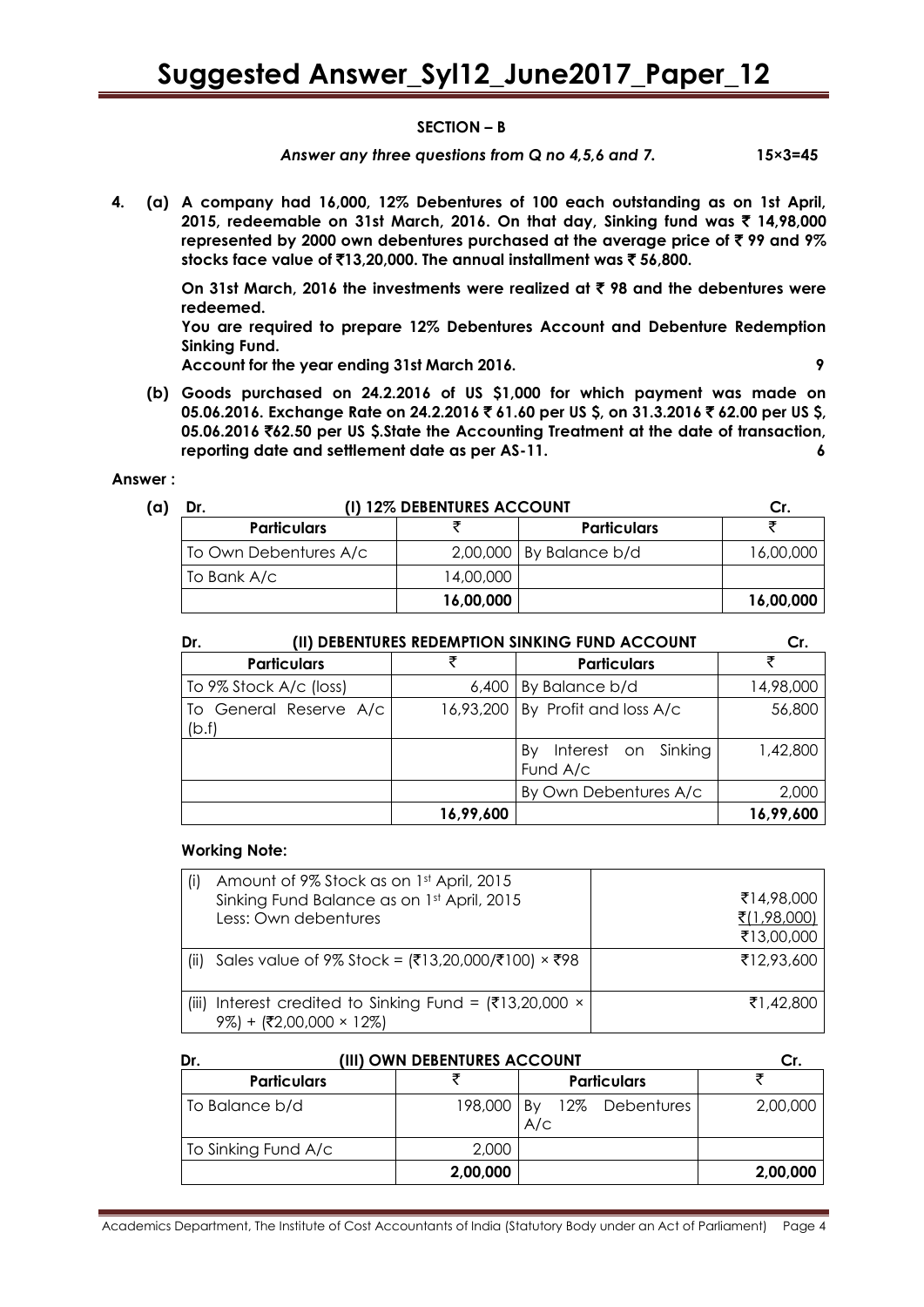## SECTION – B

***Answer any three questions from Q no 4,5,6 and 7.*** **15×3=45**

**4. (a) A company had 16,000, 12% Debentures of 100 each outstanding as on 1st April, 2015, redeemable on 31st March, 2016. On that day, Sinking fund was ₹ 14,98,000 represented by 2000 own debentures purchased at the average price of ₹ 99 and 9% stocks face value of ₹13,20,000. The annual installment was ₹ 56,800.**

**On 31st March, 2016 the investments were realized at ₹ 98 and the debentures were redeemed.**

**You are required to prepare 12% Debentures Account and Debenture Redemption Sinking Fund.**

**Account for the year ending 31st March 2016.** **9**

**(b) Goods purchased on 24.2.2016 of US $1,000 for which payment was made on 05.06.2016. Exchange Rate on 24.2.2016 ₹ 61.60 per US $, on 31.3.2016 ₹ 62.00 per US $, 05.06.2016 ₹62.50 per US $.State the Accounting Treatment at the date of transaction, reporting date and settlement date as per AS-11.** **6**

**Answer :**

**(a)** **Dr. (I) 12% DEBENTURES ACCOUNT Cr.**

| Particulars | ₹ | Particulars | ₹ |
|---|---|---|---|
| To Own Debentures A/c | 2,00,000 | By Balance b/d | 16,00,000 |
| To Bank A/c | 14,00,000 | | |
| | **16,00,000** | | **16,00,000** |

**Dr. (II) DEBENTURES REDEMPTION SINKING FUND ACCOUNT Cr.**

| Particulars | ₹ | Particulars | ₹ |
|---|---|---|---|
| To 9% Stock A/c (loss) | 6,400 | By Balance b/d | 14,98,000 |
| To General Reserve A/c (b.f) | 16,93,200 | By Profit and loss A/c | 56,800 |
| | | By Interest on Sinking Fund A/c | 1,42,800 |
| | | By Own Debentures A/c | 2,000 |
| | **16,99,600** | | **16,99,600** |

**Working Note:**

| | |
|---|---|
| (i) Amount of 9% Stock as on 1st April, 2015<br>Sinking Fund Balance as on 1st April, 2015<br>Less: Own debentures | <br>₹14,98,000<br>₹(1,98,000)<br>₹13,00,000 |
| (ii) Sales value of 9% Stock = (₹13,20,000/₹100) × ₹98 | ₹12,93,600 |
| (iii) Interest credited to Sinking Fund = (₹13,20,000 × 9%) + (₹2,00,000 × 12%) | ₹1,42,800 |

**Dr. (III) OWN DEBENTURES ACCOUNT Cr.**

| Particulars | ₹ | Particulars | ₹ |
|---|---|---|---|
| To Balance b/d | 198,000 | By 12% Debentures A/c | 2,00,000 |
| To Sinking Fund A/c | 2,000 | | |
| | **2,00,000** | | **2,00,000** |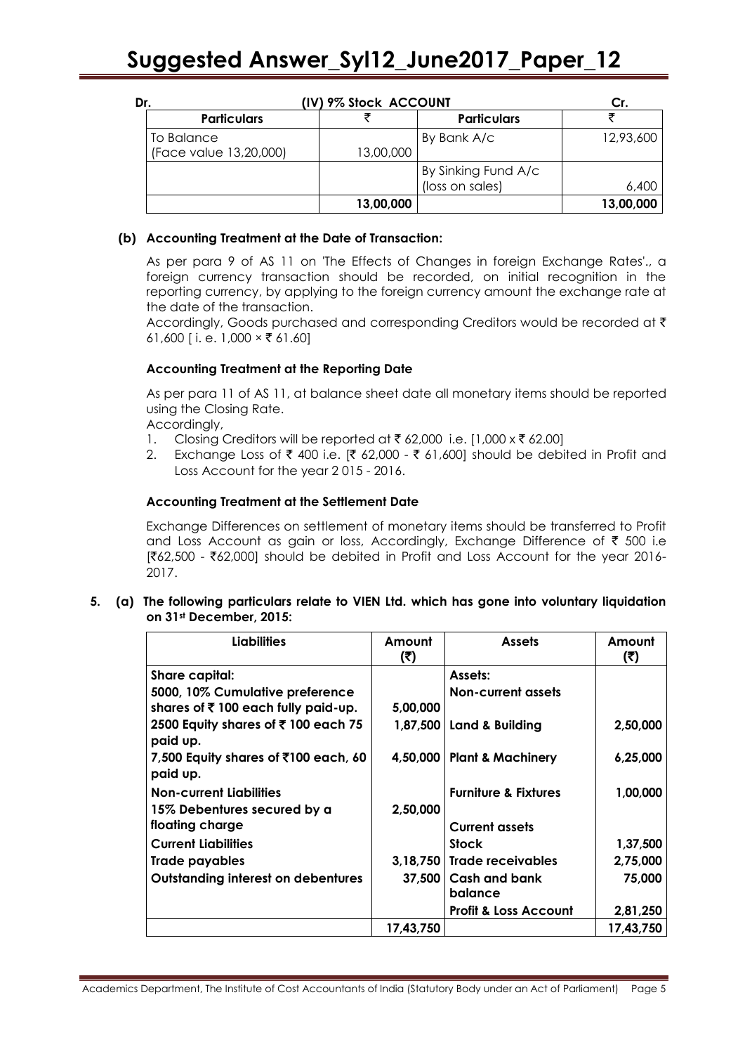**Dr. (IV) 9% Stock ACCOUNT Cr.**

| Particulars | ₹ | Particulars | ₹ |
|---|---|---|---|
| To Balance (Face value 13,20,000) | 13,00,000 | By Bank A/c | 12,93,600 |
| | | By Sinking Fund A/c (loss on sales) | 6,400 |
| | **13,00,000** | | **13,00,000** |

**(b) Accounting Treatment at the Date of Transaction:**

As per para 9 of AS 11 on 'The Effects of Changes in foreign Exchange Rates'., a foreign currency transaction should be recorded, on initial recognition in the reporting currency, by applying to the foreign currency amount the exchange rate at the date of the transaction.

Accordingly, Goods purchased and corresponding Creditors would be recorded at ₹ 61,600 [ i. e. 1,000 × ₹ 61.60]

**Accounting Treatment at the Reporting Date**

As per para 11 of AS 11, at balance sheet date all monetary items should be reported using the Closing Rate.

Accordingly,

1. Closing Creditors will be reported at ₹ 62,000 i.e. [1,000 x ₹ 62.00]
2. Exchange Loss of ₹ 400 i.e. [₹ 62,000 - ₹ 61,600] should be debited in Profit and Loss Account for the year 2 015 - 2016.

**Accounting Treatment at the Settlement Date**

Exchange Differences on settlement of monetary items should be transferred to Profit and Loss Account as gain or loss, Accordingly, Exchange Difference of ₹ 500 i.e [₹62,500 - ₹62,000] should be debited in Profit and Loss Account for the year 2016-2017.

**5. (a) The following particulars relate to VIEN Ltd. which has gone into voluntary liquidation on 31st December, 2015:**

| Liabilities | Amount (₹) | Assets | Amount (₹) |
|---|---|---|---|
| **Share capital:** | | **Assets:** | |
| **5000, 10% Cumulative preference shares of ₹ 100 each fully paid-up.** | **5,00,000** | **Non-current assets** | |
| **2500 Equity shares of ₹ 100 each 75 paid up.** | **1,87,500** | **Land & Building** | **2,50,000** |
| **7,500 Equity shares of ₹100 each, 60 paid up.** | **4,50,000** | **Plant & Machinery** | **6,25,000** |
| **Non-current Liabilities** | | **Furniture & Fixtures** | **1,00,000** |
| **15% Debentures secured by a floating charge** | **2,50,000** | **Current assets** | |
| **Current Liabilities** | | **Stock** | **1,37,500** |
| **Trade payables** | **3,18,750** | **Trade receivables** | **2,75,000** |
| **Outstanding interest on debentures** | **37,500** | **Cash and bank balance** | **75,000** |
| | | **Profit & Loss Account** | **2,81,250** |
| | **17,43,750** | | **17,43,750** |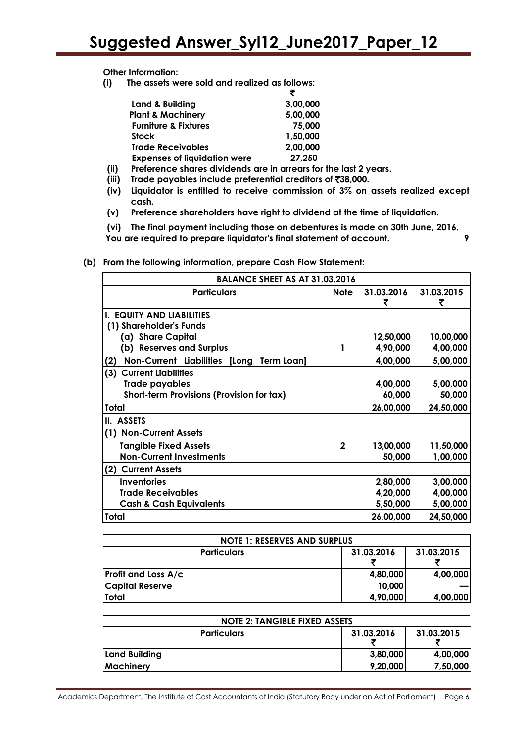**Other Information:**

**(i) The assets were sold and realized as follows:**

| | ₹ |
|---|---|
| Land & Building | 3,00,000 |
| Plant & Machinery | 5,00,000 |
| Furniture & Fixtures | 75,000 |
| Stock | 1,50,000 |
| Trade Receivables | 2,00,000 |
| Expenses of liquidation were | 27,250 |

**(ii) Preference shares dividends are in arrears for the last 2 years.**

**(iii) Trade payables include preferential creditors of ₹38,000.**

**(iv) Liquidator is entitled to receive commission of 3% on assets realized except cash.**

**(v) Preference shareholders have right to dividend at the time of liquidation.**

**(vi) The final payment including those on debentures is made on 30th June, 2016.**

**You are required to prepare liquidator's final statement of account.** **9**

**(b) From the following information, prepare Cash Flow Statement:**

| **BALANCE SHEET AS AT 31.03.2016** | | | |
|---|---|---|---|
| **Particulars** | **Note** | **31.03.2016 ₹** | **31.03.2015 ₹** |
| **I. EQUITY AND LIABILITIES** | | | |
| **(1) Shareholder's Funds** | | | |
| **(a) Share Capital** | | **12,50,000** | **10,00,000** |
| **(b) Reserves and Surplus** | **1** | **4,90,000** | **4,00,000** |
| **(2) Non-Current Liabilities [Long Term Loan]** | | **4,00,000** | **5,00,000** |
| **(3) Current Liabilities** | | | |
| **Trade payables** | | **4,00,000** | **5,00,000** |
| **Short-term Provisions (Provision for tax)** | | **60,000** | **50,000** |
| **Total** | | **26,00,000** | **24,50,000** |
| **II. ASSETS** | | | |
| **(1) Non-Current Assets** | | | |
| **Tangible Fixed Assets** | **2** | **13,00,000** | **11,50,000** |
| **Non-Current Investments** | | **50,000** | **1,00,000** |
| **(2) Current Assets** | | | |
| **Inventories** | | **2,80,000** | **3,00,000** |
| **Trade Receivables** | | **4,20,000** | **4,00,000** |
| **Cash & Cash Equivalents** | | **5,50,000** | **5,00,000** |
| **Total** | | **26,00,000** | **24,50,000** |

| **NOTE 1: RESERVES AND SURPLUS** | | |
|---|---|---|
| **Particulars** | **31.03.2016 ₹** | **31.03.2015 ₹** |
| **Profit and Loss A/c** | **4,80,000** | **4,00,000** |
| **Capital Reserve** | **10,000** | **—** |
| **Total** | **4,90,000** | **4,00,000** |

| **NOTE 2: TANGIBLE FIXED ASSETS** | | |
|---|---|---|
| **Particulars** | **31.03.2016 ₹** | **31.03.2015 ₹** |
| **Land Building** | **3,80,000** | **4,00,000** |
| **Machinery** | **9,20,000** | **7,50,000** |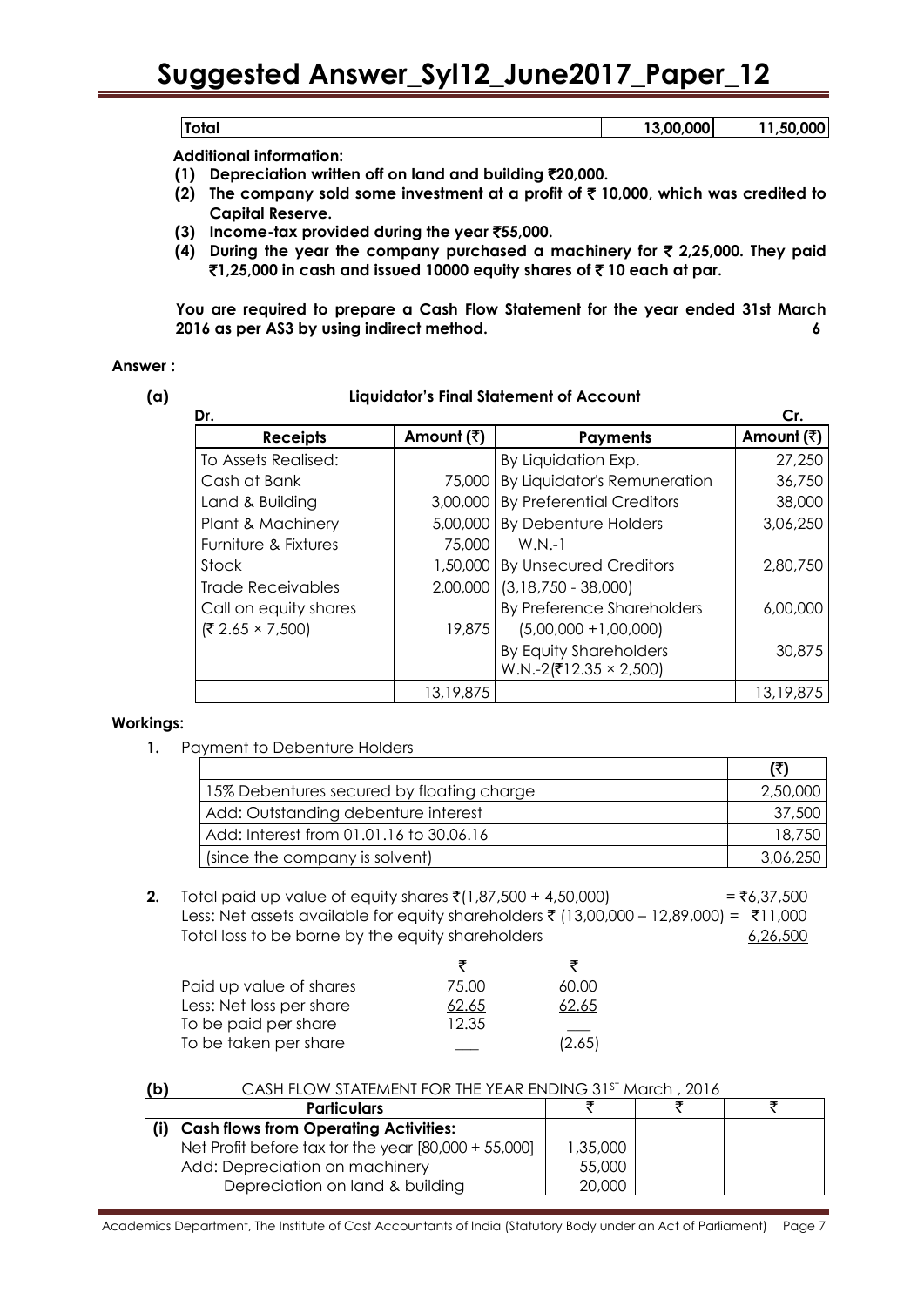| Total | 13,00,000 | 11,50,000 |
|---|---|---|

**Additional information:**

**(1) Depreciation written off on land and building ₹20,000.**

**(2) The company sold some investment at a profit of ₹ 10,000, which was credited to Capital Reserve.**

**(3) Income-tax provided during the year ₹55,000.**

**(4) During the year the company purchased a machinery for ₹ 2,25,000. They paid ₹1,25,000 in cash and issued 10000 equity shares of ₹ 10 each at par.**

**You are required to prepare a Cash Flow Statement for the year ended 31st March 2016 as per AS3 by using indirect method. 6**

**Answer :**

**(a)** **Liquidator's Final Statement of Account**

Dr. Cr.

| Receipts | Amount (₹) | Payments | Amount (₹) |
|---|---|---|---|
| To Assets Realised: | | By Liquidation Exp. | 27,250 |
| Cash at Bank | 75,000 | By Liquidator's Remuneration | 36,750 |
| Land & Building | 3,00,000 | By Preferential Creditors | 38,000 |
| Plant & Machinery | 5,00,000 | By Debenture Holders | 3,06,250 |
| Furniture & Fixtures | 75,000 | W.N.-1 | |
| Stock | 1,50,000 | By Unsecured Creditors | 2,80,750 |
| Trade Receivables | 2,00,000 | (3,18,750 - 38,000) | |
| Call on equity shares | | By Preference Shareholders | 6,00,000 |
| (₹ 2.65 × 7,500) | 19,875 | (5,00,000 +1,00,000) | |
| | | By Equity Shareholders W.N.-2(₹12.35 × 2,500) | 30,875 |
| | 13,19,875 | | 13,19,875 |

**Workings:**

**1.** Payment to Debenture Holders

| | (₹) |
|---|---|
| 15% Debentures secured by floating charge | 2,50,000 |
| Add: Outstanding debenture interest | 37,500 |
| Add: Interest from 01.01.16 to 30.06.16 | 18,750 |
| (since the company is solvent) | 3,06,250 |

**2.** Total paid up value of equity shares ₹(1,87,500 + 4,50,000) = ₹6,37,500
Less: Net assets available for equity shareholders ₹ (13,00,000 – 12,89,000) = ₹11,000
Total loss to be borne by the equity shareholders 6,26,500

| | ₹ | ₹ |
|---|---|---|
| Paid up value of shares | 75.00 | 60.00 |
| Less: Net loss per share | 62.65 | 62.65 |
| To be paid per share | 12.35 | |
| To be taken per share | | (2.65) |

**(b)** CASH FLOW STATEMENT FOR THE YEAR ENDING 31ST March , 2016

| Particulars | ₹ | ₹ | ₹ |
|---|---|---|---|
| **(i) Cash flows from Operating Activities:** | | | |
| Net Profit before tax for the year [80,000 + 55,000] | 1,35,000 | | |
| Add: Depreciation on machinery | 55,000 | | |
| Depreciation on land & building | 20,000 | | |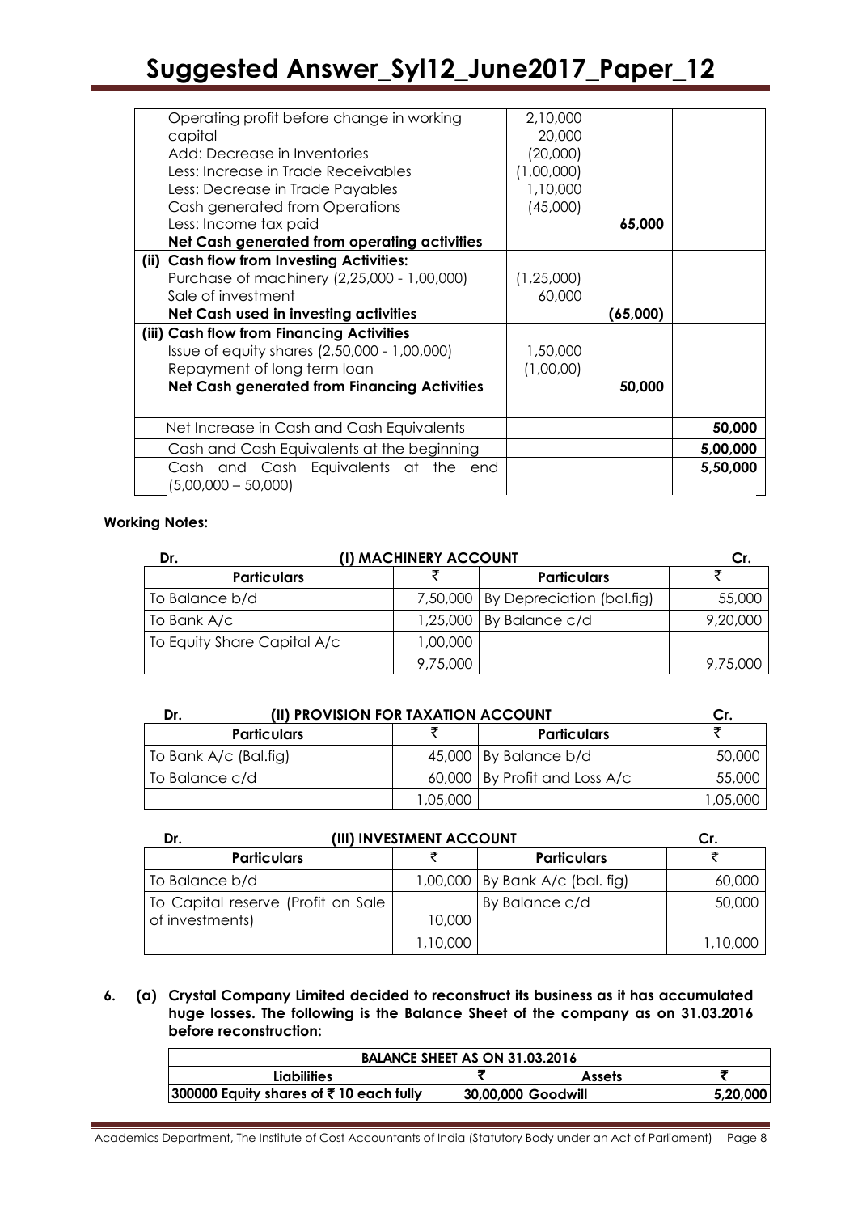| Particulars | ₹ | ₹ | ₹ |
|---|---|---|---|
| Operating profit before change in working capital | 2,10,000 | | |
| Add: Decrease in Inventories | 20,000 | | |
| Less: Increase in Trade Receivables | (20,000) | | |
| Less: Decrease in Trade Payables | (1,00,000) | | |
| Cash generated from Operations | 1,10,000 | | |
| Less: Income tax paid | (45,000) | | |
| **Net Cash generated from operating activities** | | **65,000** | |
| **(ii) Cash flow from Investing Activities:** | | | |
| Purchase of machinery (2,25,000 - 1,00,000) | (1,25,000) | | |
| Sale of investment | 60,000 | | |
| **Net Cash used in investing activities** | | **(65,000)** | |
| **(iii) Cash flow from Financing Activities** | | | |
| Issue of equity shares (2,50,000 - 1,00,000) | 1,50,000 | | |
| Repayment of long term loan | (1,00,00) | | |
| **Net Cash generated from Financing Activities** | | **50,000** | |
| Net Increase in Cash and Cash Equivalents | | | **50,000** |
| Cash and Cash Equivalents at the beginning | | | **5,00,000** |
| Cash and Cash Equivalents at the end (5,00,000 – 50,000) | | | **5,50,000** |

**Working Notes:**

**Dr. (I) MACHINERY ACCOUNT Cr.**

| Particulars | ₹ | Particulars | ₹ |
|---|---|---|---|
| To Balance b/d | 7,50,000 | By Depreciation (bal.fig) | 55,000 |
| To Bank A/c | 1,25,000 | By Balance c/d | 9,20,000 |
| To Equity Share Capital A/c | 1,00,000 | | |
| | 9,75,000 | | 9,75,000 |

**Dr. (II) PROVISION FOR TAXATION ACCOUNT Cr.**

| Particulars | ₹ | Particulars | ₹ |
|---|---|---|---|
| To Bank A/c (Bal.fig) | 45,000 | By Balance b/d | 50,000 |
| To Balance c/d | 60,000 | By Profit and Loss A/c | 55,000 |
| | 1,05,000 | | 1,05,000 |

**Dr. (III) INVESTMENT ACCOUNT Cr.**

| Particulars | ₹ | Particulars | ₹ |
|---|---|---|---|
| To Balance b/d | 1,00,000 | By Bank A/c (bal. fig) | 60,000 |
| To Capital reserve (Profit on Sale of investments) | 10,000 | By Balance c/d | 50,000 |
| | 1,10,000 | | 1,10,000 |

**6. (a) Crystal Company Limited decided to reconstruct its business as it has accumulated huge losses. The following is the Balance Sheet of the company as on 31.03.2016 before reconstruction:**

| BALANCE SHEET AS ON 31.03.2016 | | | |
|---|---|---|---|
| **Liabilities** | **₹** | **Assets** | **₹** |
| **300000 Equity shares of ₹ 10 each fully** | **30,00,000** | **Goodwill** | **5,20,000** |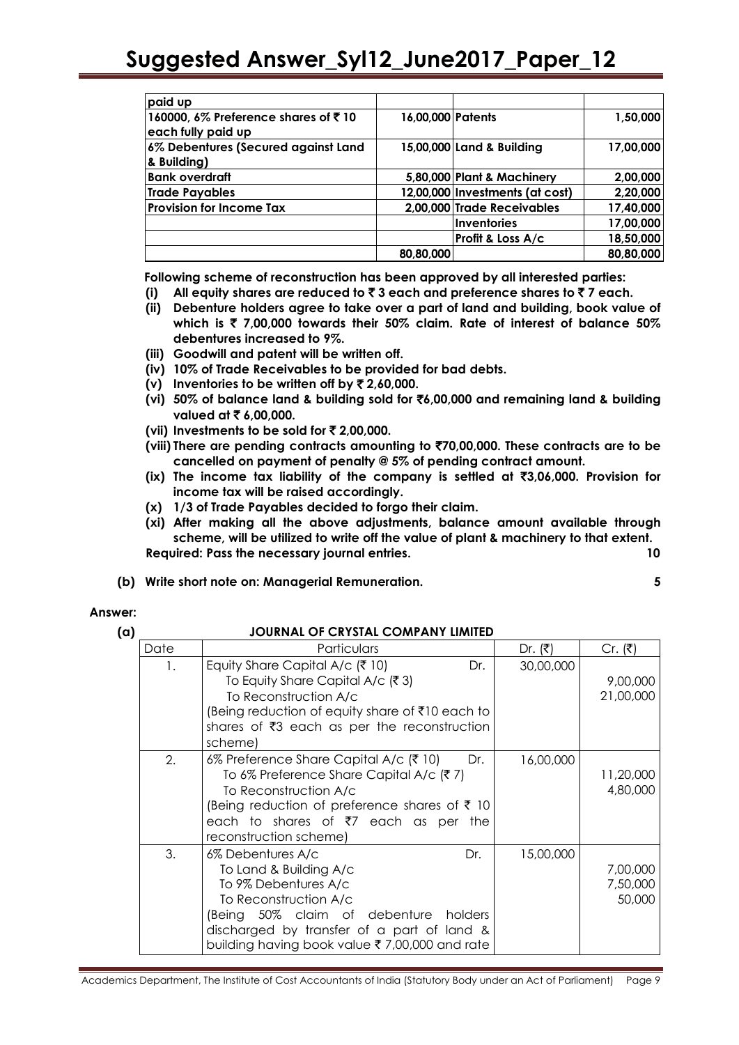| paid up | | | |
|---|---|---|---|
| 160000, 6% Preference shares of ₹ 10 each fully paid up | 16,00,000 | Patents | 1,50,000 |
| 6% Debentures (Secured against Land & Building) | 15,00,000 | Land & Building | 17,00,000 |
| Bank overdraft | 5,80,000 | Plant & Machinery | 2,00,000 |
| Trade Payables | 12,00,000 | Investments (at cost) | 2,20,000 |
| Provision for Income Tax | 2,00,000 | Trade Receivables | 17,40,000 |
| | | Inventories | 17,00,000 |
| | | Profit & Loss A/c | 18,50,000 |
| | 80,80,000 | | 80,80,000 |

**Following scheme of reconstruction has been approved by all interested parties:**

- **(i) All equity shares are reduced to ₹ 3 each and preference shares to ₹ 7 each.**
- **(ii) Debenture holders agree to take over a part of land and building, book value of which is ₹ 7,00,000 towards their 50% claim. Rate of interest of balance 50% debentures increased to 9%.**
- **(iii) Goodwill and patent will be written off.**
- **(iv) 10% of Trade Receivables to be provided for bad debts.**
- **(v) Inventories to be written off by ₹ 2,60,000.**
- **(vi) 50% of balance land & building sold for ₹6,00,000 and remaining land & building valued at ₹ 6,00,000.**
- **(vii) Investments to be sold for ₹ 2,00,000.**
- **(viii) There are pending contracts amounting to ₹70,00,000. These contracts are to be cancelled on payment of penalty @ 5% of pending contract amount.**
- **(ix) The income tax liability of the company is settled at ₹3,06,000. Provision for income tax will be raised accordingly.**
- **(x) 1/3 of Trade Payables decided to forgo their claim.**
- **(xi) After making all the above adjustments, balance amount available through scheme, will be utilized to write off the value of plant & machinery to that extent.**

**Required: Pass the necessary journal entries. 10**

**(b) Write short note on: Managerial Remuneration. 5**

**Answer:**

**(a) JOURNAL OF CRYSTAL COMPANY LIMITED**

| Date | Particulars | Dr. (₹) | Cr. (₹) |
|---|---|---|---|
| 1. | Equity Share Capital A/c (₹ 10) Dr.<br>To Equity Share Capital A/c (₹ 3)<br>To Reconstruction A/c<br>(Being reduction of equity share of ₹10 each to shares of ₹3 each as per the reconstruction scheme) | 30,00,000 | <br>9,00,000<br>21,00,000 |
| 2. | 6% Preference Share Capital A/c (₹ 10) Dr.<br>To 6% Preference Share Capital A/c (₹ 7)<br>To Reconstruction A/c<br>(Being reduction of preference shares of ₹ 10 each to shares of ₹7 each as per the reconstruction scheme) | 16,00,000 | <br>11,20,000<br>4,80,000 |
| 3. | 6% Debentures A/c Dr.<br>To Land & Building A/c<br>To 9% Debentures A/c<br>To Reconstruction A/c<br>(Being 50% claim of debenture holders discharged by transfer of a part of land & building having book value ₹ 7,00,000 and rate | 15,00,000 | <br>7,00,000<br>7,50,000<br>50,000 |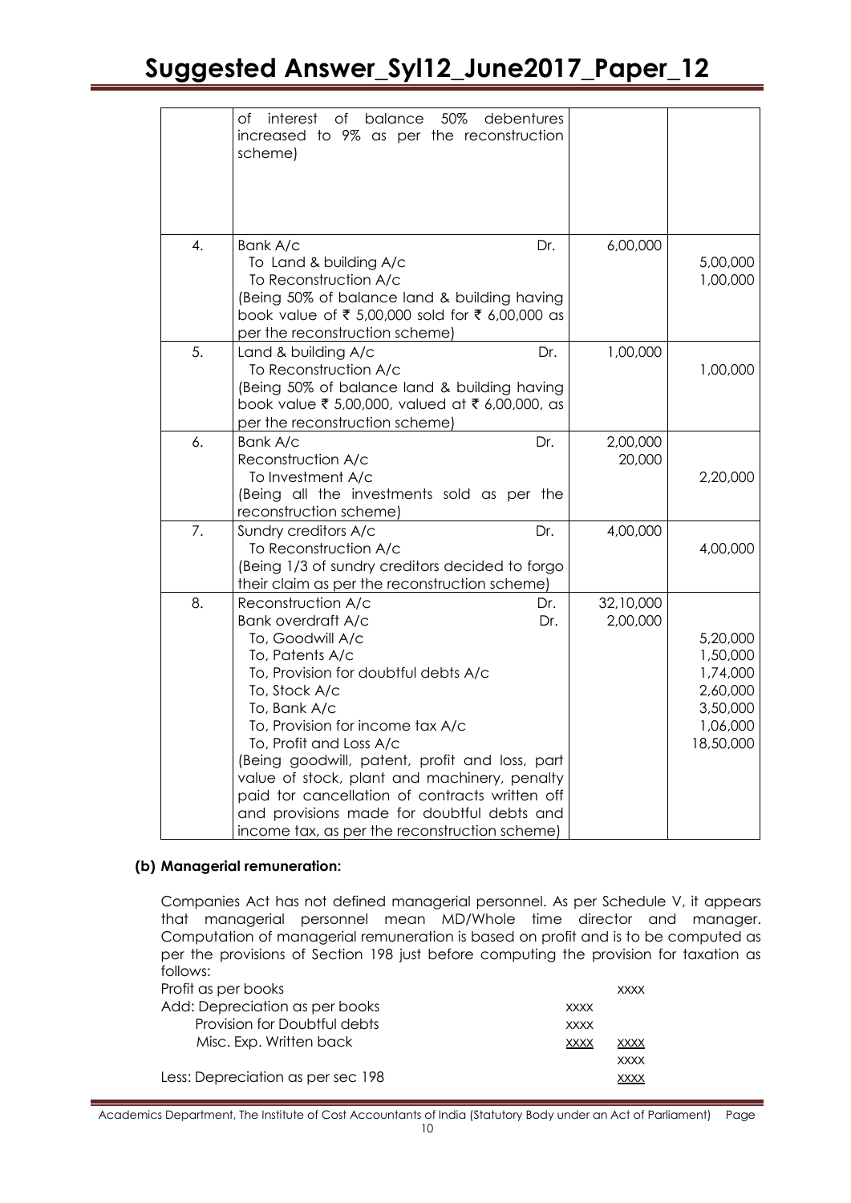| | | | |
|---|---|---|---|
| | of interest of balance 50% debentures increased to 9% as per the reconstruction scheme) | | |
| 4. | Bank A/c Dr.<br>To Land & building A/c<br>To Reconstruction A/c<br>(Being 50% of balance land & building having book value of ₹ 5,00,000 sold for ₹ 6,00,000 as per the reconstruction scheme) | 6,00,000 | 5,00,000<br>1,00,000 |
| 5. | Land & building A/c Dr.<br>To Reconstruction A/c<br>(Being 50% of balance land & building having book value ₹ 5,00,000, valued at ₹ 6,00,000, as per the reconstruction scheme) | 1,00,000 | 1,00,000 |
| 6. | Bank A/c Dr.<br>Reconstruction A/c<br>To Investment A/c<br>(Being all the investments sold as per the reconstruction scheme) | 2,00,000<br>20,000 | 2,20,000 |
| 7. | Sundry creditors A/c Dr.<br>To Reconstruction A/c<br>(Being 1/3 of sundry creditors decided to forgo their claim as per the reconstruction scheme) | 4,00,000 | 4,00,000 |
| 8. | Reconstruction A/c Dr.<br>Bank overdraft A/c Dr.<br>To, Goodwill A/c<br>To, Patents A/c<br>To, Provision for doubtful debts A/c<br>To, Stock A/c<br>To, Bank A/c<br>To, Provision for income tax A/c<br>To, Profit and Loss A/c<br>(Being goodwill, patent, profit and loss, part value of stock, plant and machinery, penalty paid tor cancellation of contracts written off and provisions made for doubtful debts and income tax, as per the reconstruction scheme) | 32,10,000<br>2,00,000 | 5,20,000<br>1,50,000<br>1,74,000<br>2,60,000<br>3,50,000<br>1,06,000<br>18,50,000 |

**(b) Managerial remuneration:**

Companies Act has not defined managerial personnel. As per Schedule V, it appears that managerial personnel mean MD/Whole time director and manager. Computation of managerial remuneration is based on profit and is to be computed as per the provisions of Section 198 just before computing the provision for taxation as follows:

| | | |
|---|---|---|
| Profit as per books | | xxxx |
| Add: Depreciation as per books | xxxx | |
| Provision for Doubtful debts | xxxx | |
| Misc. Exp. Written back | xxxx | xxxx |
| | | xxxx |
| Less: Depreciation as per sec 198 | | xxxx |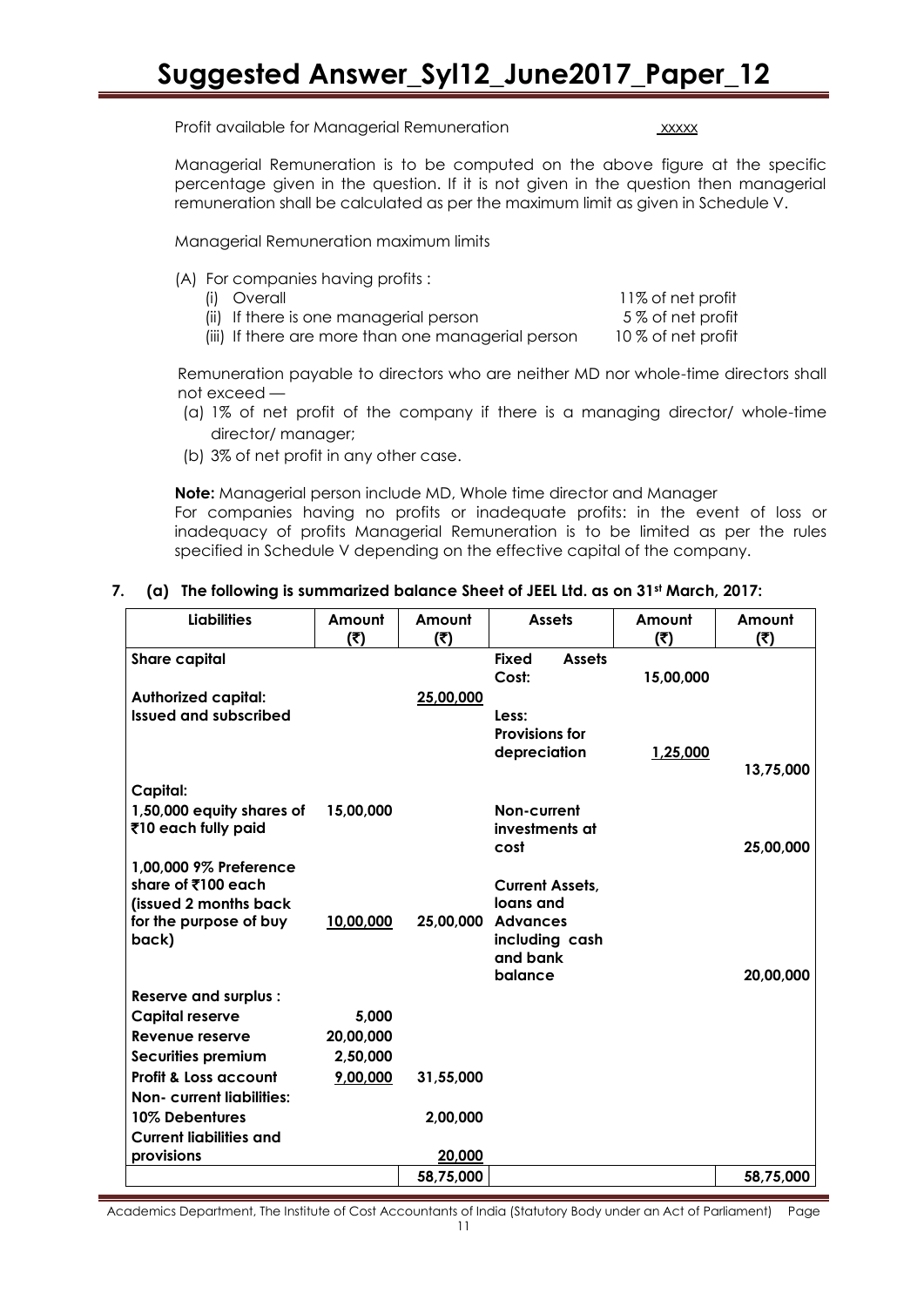| Profit available for Managerial Remuneration | xxxxx |
|---|---|

Managerial Remuneration is to be computed on the above figure at the specific percentage given in the question. If it is not given in the question then managerial remuneration shall be calculated as per the maximum limit as given in Schedule V.

Managerial Remuneration maximum limits

(A) For companies having profits :

| | |
|---|---|
| (i) Overall | 11% of net profit |
| (ii) If there is one managerial person | 5 % of net profit |
| (iii) If there are more than one managerial person | 10 % of net profit |

Remuneration payable to directors who are neither MD nor whole-time directors shall not exceed —

(a) 1% of net profit of the company if there is a managing director/ whole-time director/ manager;

(b) 3% of net profit in any other case.

**Note:** Managerial person include MD, Whole time director and Manager

For companies having no profits or inadequate profits: in the event of loss or inadequacy of profits Managerial Remuneration is to be limited as per the rules specified in Schedule V depending on the effective capital of the company.

**7. (a) The following is summarized balance Sheet of JEEL Ltd. as on 31st March, 2017:**

| Liabilities | Amount (₹) | Amount (₹) | Assets | Amount (₹) | Amount (₹) |
|---|---|---|---|---|---|
| **Share capital** | | | **Fixed Assets Cost:** | 15,00,000 | |
| **Authorized capital:** | | 25,00,000 | | | |
| **Issued and subscribed** | | | **Less: Provisions for depreciation** | 1,25,000 | 13,75,000 |
| **Capital:** | | | | | |
| **1,50,000 equity shares of ₹10 each fully paid** | 15,00,000 | | **Non-current investments at cost** | | 25,00,000 |
| **1,00,000 9% Preference share of ₹100 each (issued 2 months back for the purpose of buy back)** | 10,00,000 | 25,00,000 | **Current Assets, loans and Advances including cash and bank balance** | | 20,00,000 |
| **Reserve and surplus :** | | | | | |
| **Capital reserve** | 5,000 | | | | |
| **Revenue reserve** | 20,00,000 | | | | |
| **Securities premium** | 2,50,000 | | | | |
| **Profit & Loss account** | 9,00,000 | 31,55,000 | | | |
| **Non- current liabilities:** | | | | | |
| **10% Debentures** | | 2,00,000 | | | |
| **Current liabilities and provisions** | | 20,000 | | | |
| | | 58,75,000 | | | 58,75,000 |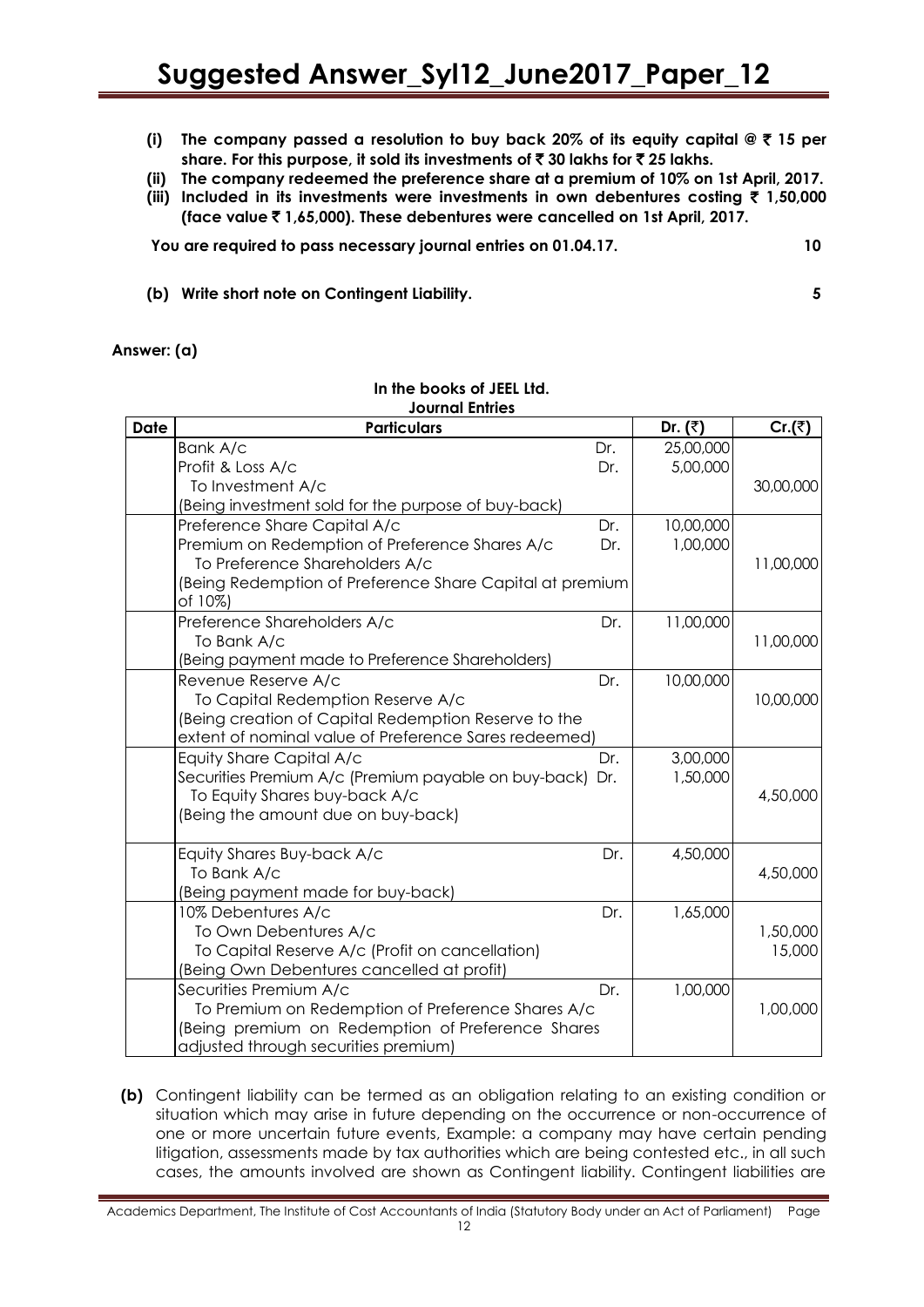**(i) The company passed a resolution to buy back 20% of its equity capital @ ₹ 15 per share. For this purpose, it sold its investments of ₹ 30 lakhs for ₹ 25 lakhs.**

**(ii) The company redeemed the preference share at a premium of 10% on 1st April, 2017.**

**(iii) Included in its investments were investments in own debentures costing ₹ 1,50,000 (face value ₹ 1,65,000). These debentures were cancelled on 1st April, 2017.**

**You are required to pass necessary journal entries on 01.04.17.** **10**

**(b) Write short note on Contingent Liability.** **5**

**Answer: (a)**

**In the books of JEEL Ltd.**
**Journal Entries**

| Date | Particulars | | Dr. (₹) | Cr.(₹) |
|---|---|---|---|---|
| | Bank A/c | Dr. | 25,00,000 | |
| | Profit & Loss A/c | Dr. | 5,00,000 | |
| | To Investment A/c | | | 30,00,000 |
| | (Being investment sold for the purpose of buy-back) | | | |
| | Preference Share Capital A/c | Dr. | 10,00,000 | |
| | Premium on Redemption of Preference Shares A/c | Dr. | 1,00,000 | |
| | To Preference Shareholders A/c | | | 11,00,000 |
| | (Being Redemption of Preference Share Capital at premium of 10%) | | | |
| | Preference Shareholders A/c | Dr. | 11,00,000 | |
| | To Bank A/c | | | 11,00,000 |
| | (Being payment made to Preference Shareholders) | | | |
| | Revenue Reserve A/c | Dr. | 10,00,000 | |
| | To Capital Redemption Reserve A/c | | | 10,00,000 |
| | (Being creation of Capital Redemption Reserve to the extent of nominal value of Preference Sares redeemed) | | | |
| | Equity Share Capital A/c | Dr. | 3,00,000 | |
| | Securities Premium A/c (Premium payable on buy-back) | Dr. | 1,50,000 | |
| | To Equity Shares buy-back A/c | | | 4,50,000 |
| | (Being the amount due on buy-back) | | | |
| | Equity Shares Buy-back A/c | Dr. | 4,50,000 | |
| | To Bank A/c | | | 4,50,000 |
| | (Being payment made for buy-back) | | | |
| | 10% Debentures A/c | Dr. | 1,65,000 | |
| | To Own Debentures A/c | | | 1,50,000 |
| | To Capital Reserve A/c (Profit on cancellation) | | | 15,000 |
| | (Being Own Debentures cancelled at profit) | | | |
| | Securities Premium A/c | Dr. | 1,00,000 | |
| | To Premium on Redemption of Preference Shares A/c | | | 1,00,000 |
| | (Being premium on Redemption of Preference Shares adjusted through securities premium) | | | |

**(b)** Contingent liability can be termed as an obligation relating to an existing condition or situation which may arise in future depending on the occurrence or non-occurrence of one or more uncertain future events, Example: a company may have certain pending litigation, assessments made by tax authorities which are being contested etc., in all such cases, the amounts involved are shown as Contingent liability. Contingent liabilities are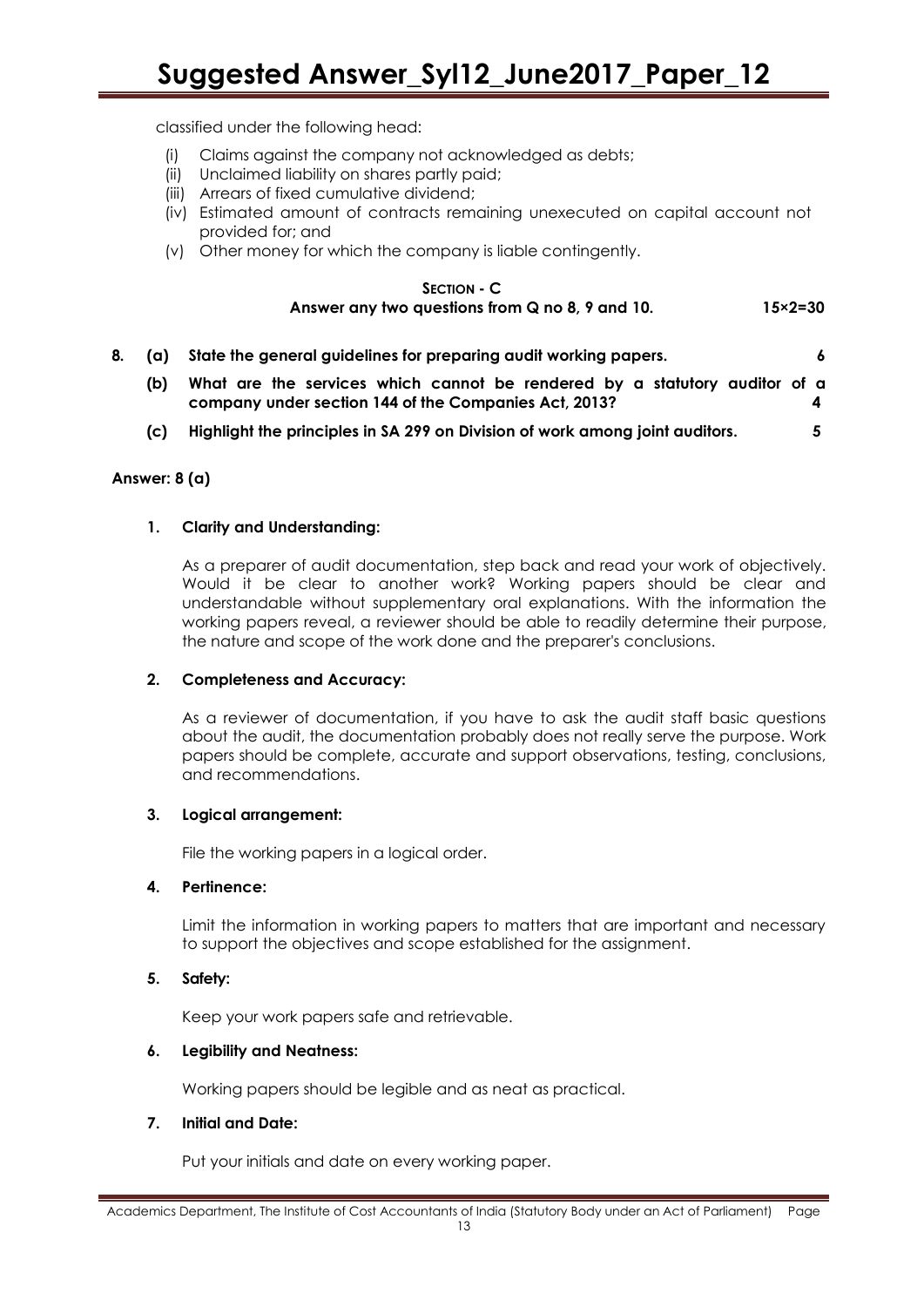classified under the following head:

- (i) Claims against the company not acknowledged as debts;
- (ii) Unclaimed liability on shares partly paid;
- (iii) Arrears of fixed cumulative dividend;
- (iv) Estimated amount of contracts remaining unexecuted on capital account not provided for; and
- (v) Other money for which the company is liable contingently.

## SECTION - C

**Answer any two questions from Q no 8, 9 and 10. 15×2=30**

**8. (a) State the general guidelines for preparing audit working papers. 6**

**(b) What are the services which cannot be rendered by a statutory auditor of a company under section 144 of the Companies Act, 2013? 4**

**(c) Highlight the principles in SA 299 on Division of work among joint auditors. 5**

**Answer: 8 (a)**

**1. Clarity and Understanding:**

As a preparer of audit documentation, step back and read your work of objectively. Would it be clear to another work? Working papers should be clear and understandable without supplementary oral explanations. With the information the working papers reveal, a reviewer should be able to readily determine their purpose, the nature and scope of the work done and the preparer's conclusions.

**2. Completeness and Accuracy:**

As a reviewer of documentation, if you have to ask the audit staff basic questions about the audit, the documentation probably does not really serve the purpose. Work papers should be complete, accurate and support observations, testing, conclusions, and recommendations.

**3. Logical arrangement:**

File the working papers in a logical order.

**4. Pertinence:**

Limit the information in working papers to matters that are important and necessary to support the objectives and scope established for the assignment.

**5. Safety:**

Keep your work papers safe and retrievable.

**6. Legibility and Neatness:**

Working papers should be legible and as neat as practical.

**7. Initial and Date:**

Put your initials and date on every working paper.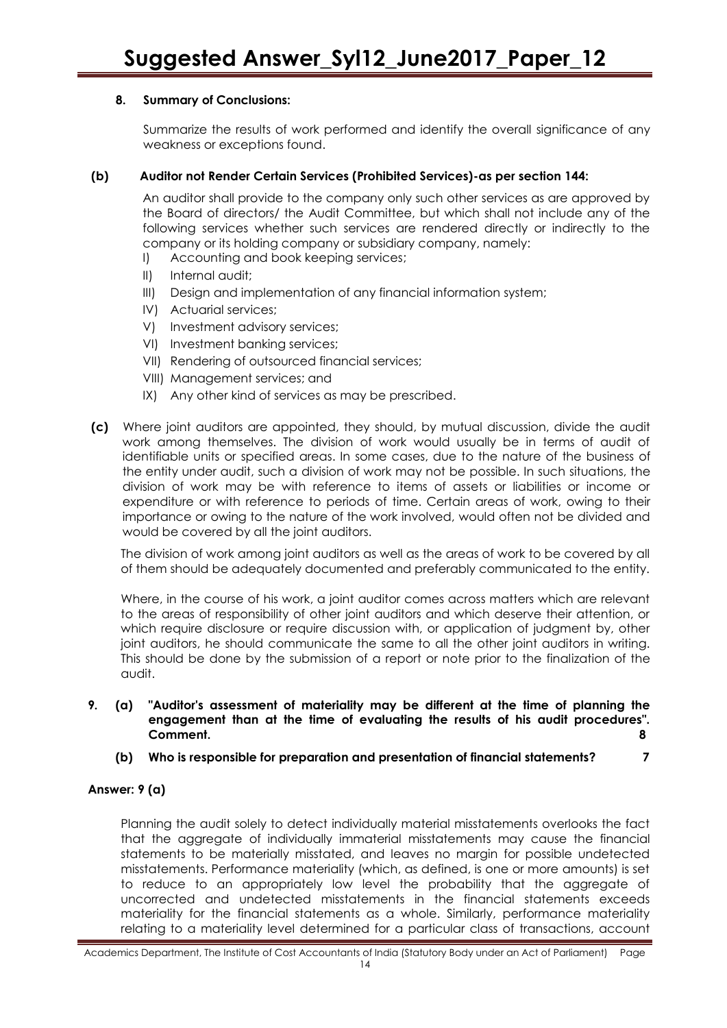**8. Summary of Conclusions:**

Summarize the results of work performed and identify the overall significance of any weakness or exceptions found.

**(b) Auditor not Render Certain Services (Prohibited Services)-as per section 144:**

An auditor shall provide to the company only such other services as are approved by the Board of directors/ the Audit Committee, but which shall not include any of the following services whether such services are rendered directly or indirectly to the company or its holding company or subsidiary company, namely:

I) Accounting and book keeping services;
II) Internal audit;
III) Design and implementation of any financial information system;
IV) Actuarial services;
V) Investment advisory services;
VI) Investment banking services;
VII) Rendering of outsourced financial services;
VIII) Management services; and
IX) Any other kind of services as may be prescribed.

**(c)** Where joint auditors are appointed, they should, by mutual discussion, divide the audit work among themselves. The division of work would usually be in terms of audit of identifiable units or specified areas. In some cases, due to the nature of the business of the entity under audit, such a division of work may not be possible. In such situations, the division of work may be with reference to items of assets or liabilities or income or expenditure or with reference to periods of time. Certain areas of work, owing to their importance or owing to the nature of the work involved, would often not be divided and would be covered by all the joint auditors.

The division of work among joint auditors as well as the areas of work to be covered by all of them should be adequately documented and preferably communicated to the entity.

Where, in the course of his work, a joint auditor comes across matters which are relevant to the areas of responsibility of other joint auditors and which deserve their attention, or which require disclosure or require discussion with, or application of judgment by, other joint auditors, he should communicate the same to all the other joint auditors in writing. This should be done by the submission of a report or note prior to the finalization of the audit.

**9. (a) "Auditor's assessment of materiality may be different at the time of planning the engagement than at the time of evaluating the results of his audit procedures". Comment. 8**

**(b) Who is responsible for preparation and presentation of financial statements? 7**

**Answer: 9 (a)**

Planning the audit solely to detect individually material misstatements overlooks the fact that the aggregate of individually immaterial misstatements may cause the financial statements to be materially misstated, and leaves no margin for possible undetected misstatements. Performance materiality (which, as defined, is one or more amounts) is set to reduce to an appropriately low level the probability that the aggregate of uncorrected and undetected misstatements in the financial statements exceeds materiality for the financial statements as a whole. Similarly, performance materiality relating to a materiality level determined for a particular class of transactions, account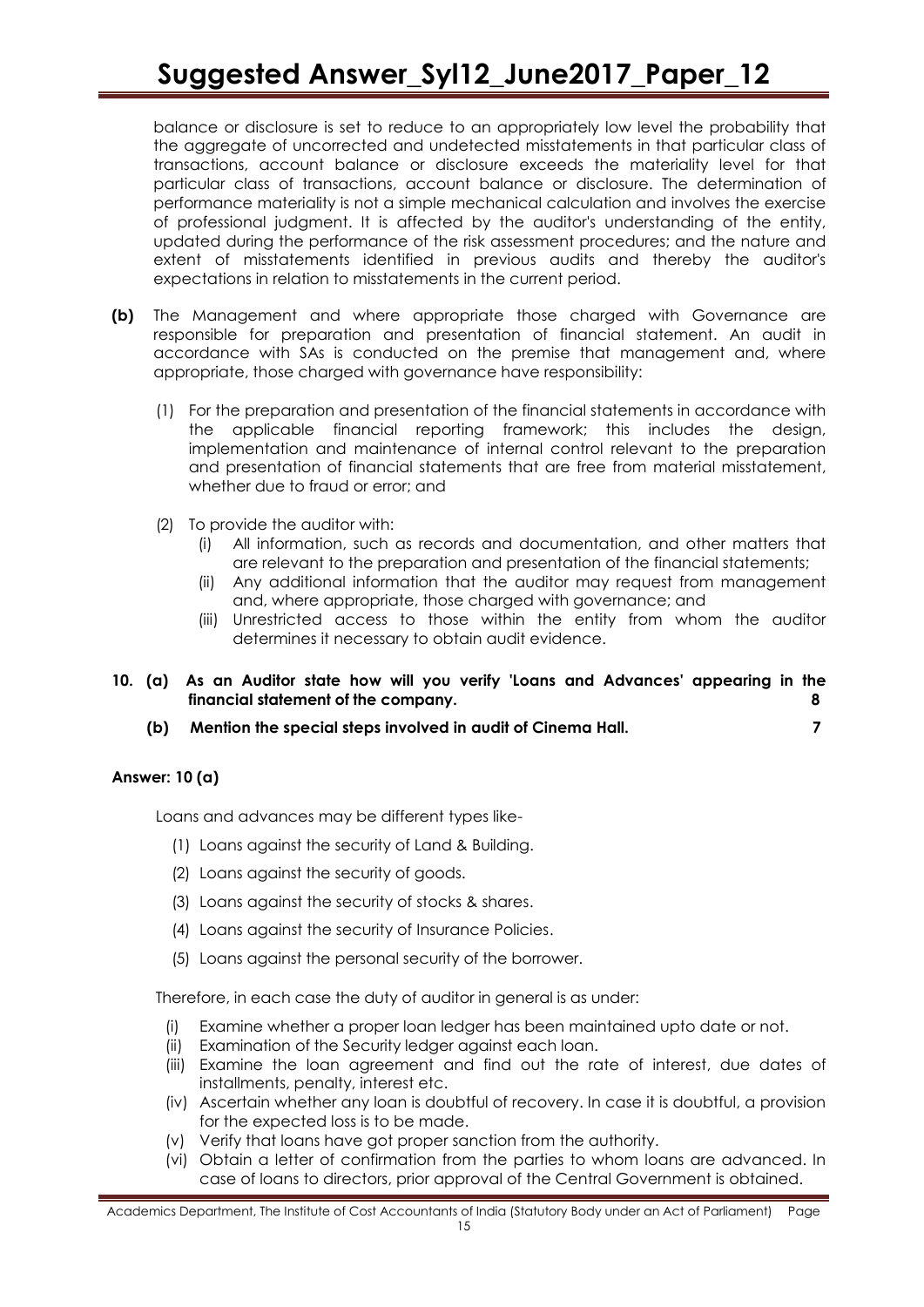balance or disclosure is set to reduce to an appropriately low level the probability that the aggregate of uncorrected and undetected misstatements in that particular class of transactions, account balance or disclosure exceeds the materiality level for that particular class of transactions, account balance or disclosure. The determination of performance materiality is not a simple mechanical calculation and involves the exercise of professional judgment. It is affected by the auditor's understanding of the entity, updated during the performance of the risk assessment procedures; and the nature and extent of misstatements identified in previous audits and thereby the auditor's expectations in relation to misstatements in the current period.

**(b)** The Management and where appropriate those charged with Governance are responsible for preparation and presentation of financial statement. An audit in accordance with SAs is conducted on the premise that management and, where appropriate, those charged with governance have responsibility:

(1) For the preparation and presentation of the financial statements in accordance with the applicable financial reporting framework; this includes the design, implementation and maintenance of internal control relevant to the preparation and presentation of financial statements that are free from material misstatement, whether due to fraud or error; and

(2) To provide the auditor with:
   - (i) All information, such as records and documentation, and other matters that are relevant to the preparation and presentation of the financial statements;
   - (ii) Any additional information that the auditor may request from management and, where appropriate, those charged with governance; and
   - (iii) Unrestricted access to those within the entity from whom the auditor determines it necessary to obtain audit evidence.

**10. (a) As an Auditor state how will you verify 'Loans and Advances' appearing in the financial statement of the company. 8**

**(b) Mention the special steps involved in audit of Cinema Hall. 7**

**Answer: 10 (a)**

Loans and advances may be different types like-

(1) Loans against the security of Land & Building.

(2) Loans against the security of goods.

(3) Loans against the security of stocks & shares.

(4) Loans against the security of Insurance Policies.

(5) Loans against the personal security of the borrower.

Therefore, in each case the duty of auditor in general is as under:

(i) Examine whether a proper loan ledger has been maintained upto date or not.
(ii) Examination of the Security ledger against each loan.
(iii) Examine the loan agreement and find out the rate of interest, due dates of installments, penalty, interest etc.
(iv) Ascertain whether any loan is doubtful of recovery. In case it is doubtful, a provision for the expected loss is to be made.
(v) Verify that loans have got proper sanction from the authority.
(vi) Obtain a letter of confirmation from the parties to whom loans are advanced. In case of loans to directors, prior approval of the Central Government is obtained.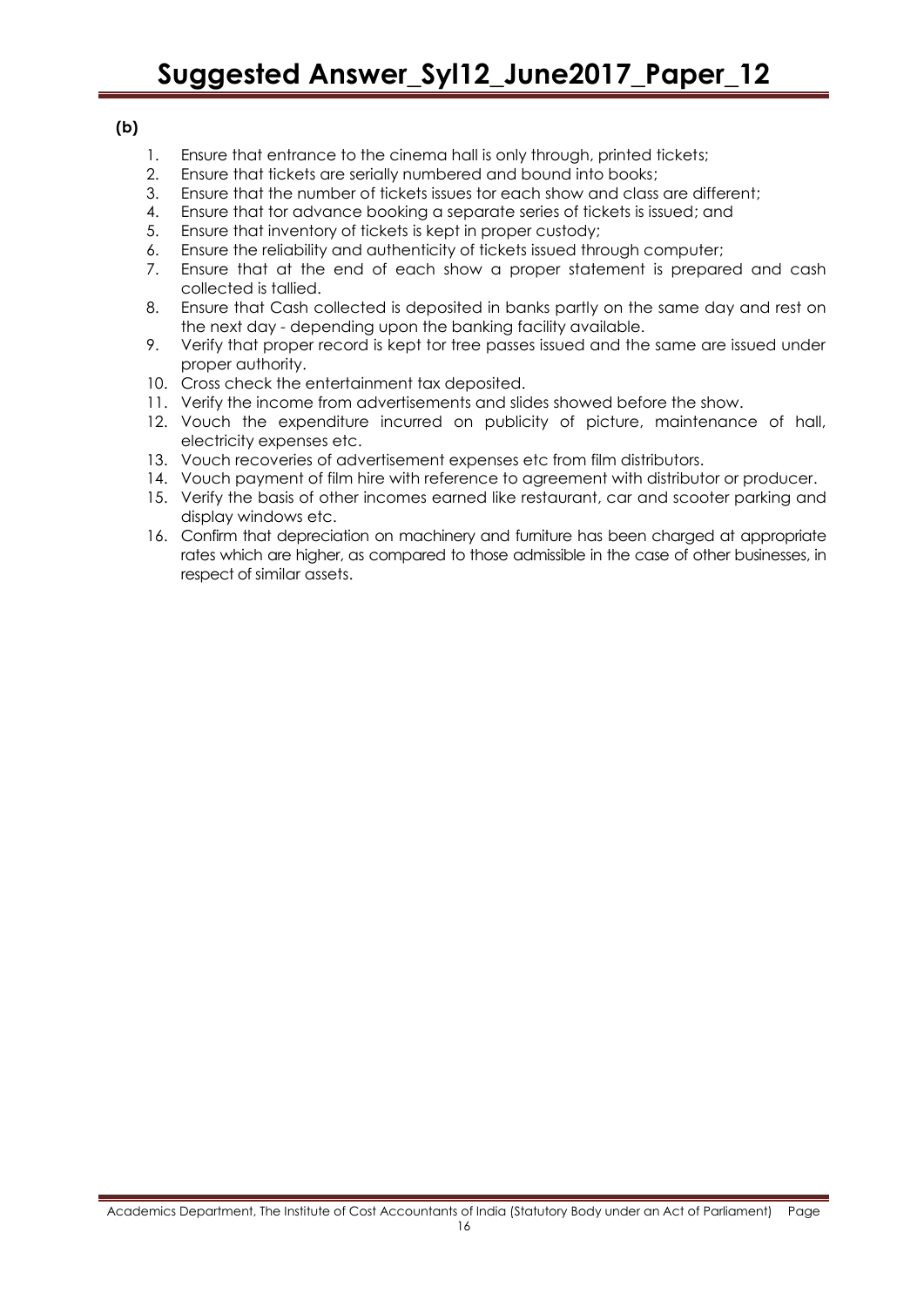**(b)**

1. Ensure that entrance to the cinema hall is only through, printed tickets;
2. Ensure that tickets are serially numbered and bound into books;
3. Ensure that the number of tickets issues tor each show and class are different;
4. Ensure that tor advance booking a separate series of tickets is issued; and
5. Ensure that inventory of tickets is kept in proper custody;
6. Ensure the reliability and authenticity of tickets issued through computer;
7. Ensure that at the end of each show a proper statement is prepared and cash collected is tallied.
8. Ensure that Cash collected is deposited in banks partly on the same day and rest on the next day - depending upon the banking facility available.
9. Verify that proper record is kept tor tree passes issued and the same are issued under proper authority.
10. Cross check the entertainment tax deposited.
11. Verify the income from advertisements and slides showed before the show.
12. Vouch the expenditure incurred on publicity of picture, maintenance of hall, electricity expenses etc.
13. Vouch recoveries of advertisement expenses etc from film distributors.
14. Vouch payment of film hire with reference to agreement with distributor or producer.
15. Verify the basis of other incomes earned like restaurant, car and scooter parking and display windows etc.
16. Confirm that depreciation on machinery and furniture has been charged at appropriate rates which are higher, as compared to those admissible in the case of other businesses, in respect of similar assets.